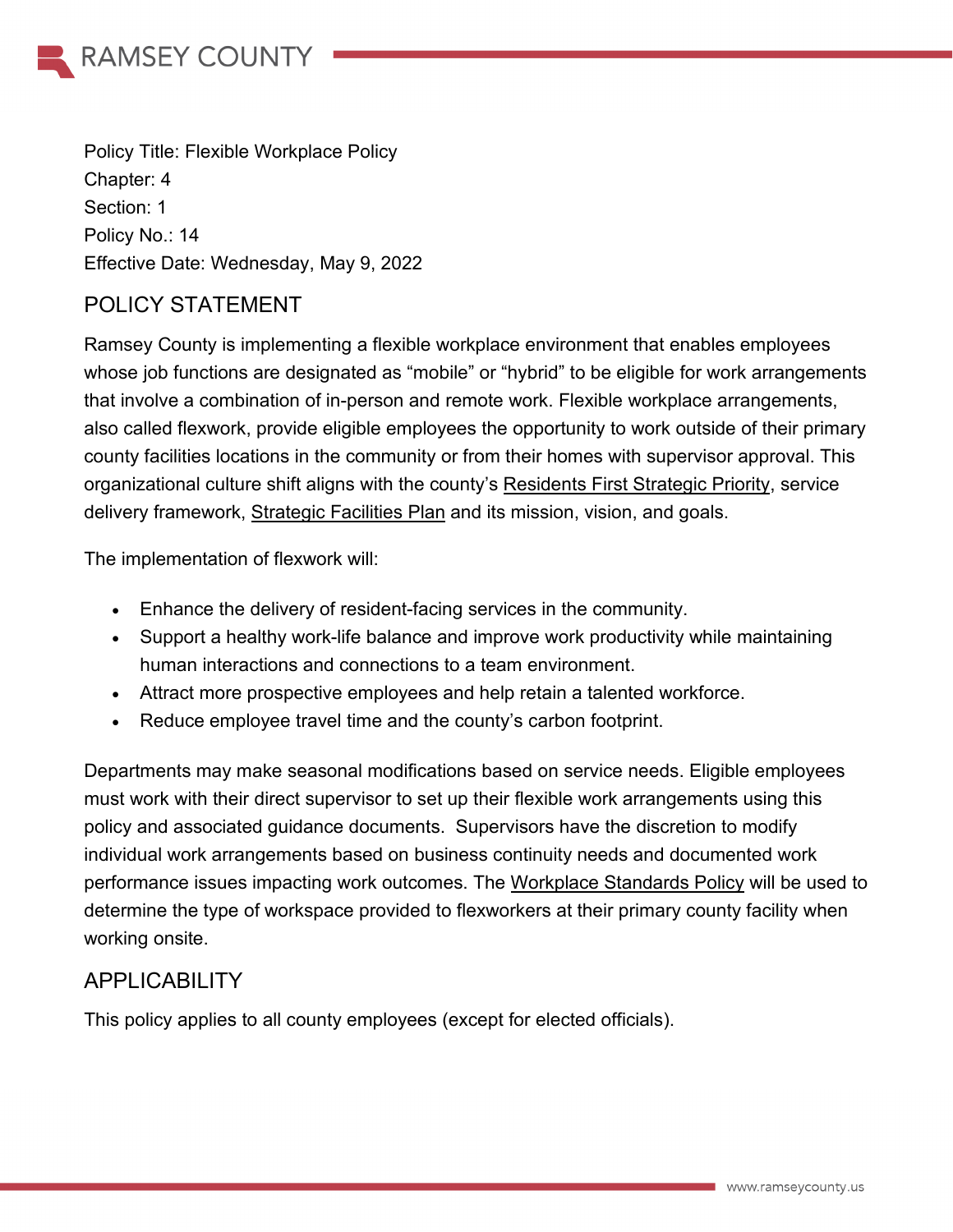Policy Title: Flexible Workplace Policy
Chapter: 4
Section: 1
Policy No.: 14
Effective Date: Wednesday, May 9, 2022

## POLICY STATEMENT

Ramsey County is implementing a flexible workplace environment that enables employees whose job functions are designated as "mobile" or "hybrid" to be eligible for work arrangements that involve a combination of in-person and remote work. Flexible workplace arrangements, also called flexwork, provide eligible employees the opportunity to work outside of their primary county facilities locations in the community or from their homes with supervisor approval. This organizational culture shift aligns with the county's Residents First Strategic Priority, service delivery framework, Strategic Facilities Plan and its mission, vision, and goals.

The implementation of flexwork will:

- Enhance the delivery of resident-facing services in the community.
- Support a healthy work-life balance and improve work productivity while maintaining human interactions and connections to a team environment.
- Attract more prospective employees and help retain a talented workforce.
- Reduce employee travel time and the county's carbon footprint.

Departments may make seasonal modifications based on service needs. Eligible employees must work with their direct supervisor to set up their flexible work arrangements using this policy and associated guidance documents. Supervisors have the discretion to modify individual work arrangements based on business continuity needs and documented work performance issues impacting work outcomes. The Workplace Standards Policy will be used to determine the type of workspace provided to flexworkers at their primary county facility when working onsite.

## APPLICABILITY

This policy applies to all county employees (except for elected officials).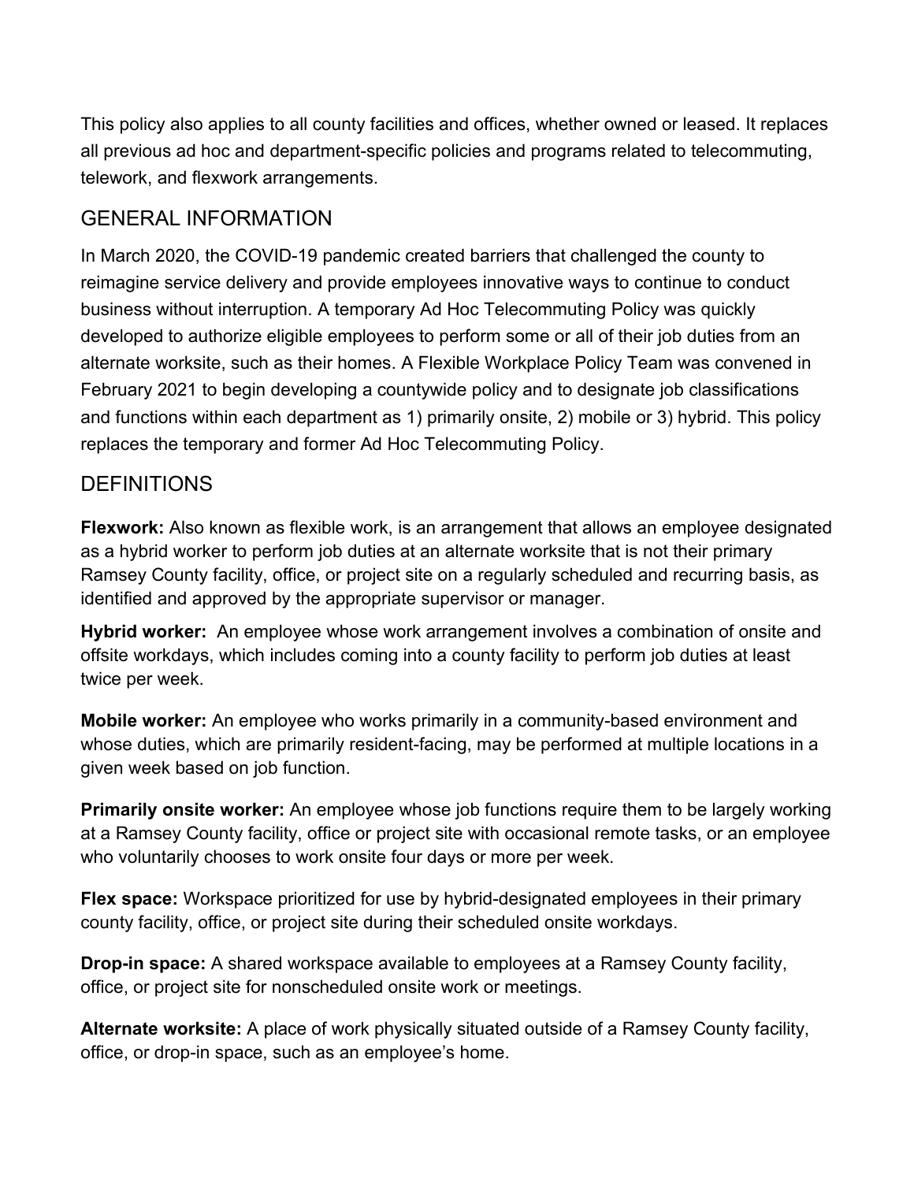This policy also applies to all county facilities and offices, whether owned or leased. It replaces all previous ad hoc and department-specific policies and programs related to telecommuting, telework, and flexwork arrangements.

## GENERAL INFORMATION

In March 2020, the COVID-19 pandemic created barriers that challenged the county to reimagine service delivery and provide employees innovative ways to continue to conduct business without interruption. A temporary Ad Hoc Telecommuting Policy was quickly developed to authorize eligible employees to perform some or all of their job duties from an alternate worksite, such as their homes. A Flexible Workplace Policy Team was convened in February 2021 to begin developing a countywide policy and to designate job classifications and functions within each department as 1) primarily onsite, 2) mobile or 3) hybrid. This policy replaces the temporary and former Ad Hoc Telecommuting Policy.

## DEFINITIONS

**Flexwork:** Also known as flexible work, is an arrangement that allows an employee designated as a hybrid worker to perform job duties at an alternate worksite that is not their primary Ramsey County facility, office, or project site on a regularly scheduled and recurring basis, as identified and approved by the appropriate supervisor or manager.

**Hybrid worker:** An employee whose work arrangement involves a combination of onsite and offsite workdays, which includes coming into a county facility to perform job duties at least twice per week.

**Mobile worker:** An employee who works primarily in a community-based environment and whose duties, which are primarily resident-facing, may be performed at multiple locations in a given week based on job function.

**Primarily onsite worker:** An employee whose job functions require them to be largely working at a Ramsey County facility, office or project site with occasional remote tasks, or an employee who voluntarily chooses to work onsite four days or more per week.

**Flex space:** Workspace prioritized for use by hybrid-designated employees in their primary county facility, office, or project site during their scheduled onsite workdays.

**Drop-in space:** A shared workspace available to employees at a Ramsey County facility, office, or project site for nonscheduled onsite work or meetings.

**Alternate worksite:** A place of work physically situated outside of a Ramsey County facility, office, or drop-in space, such as an employee's home.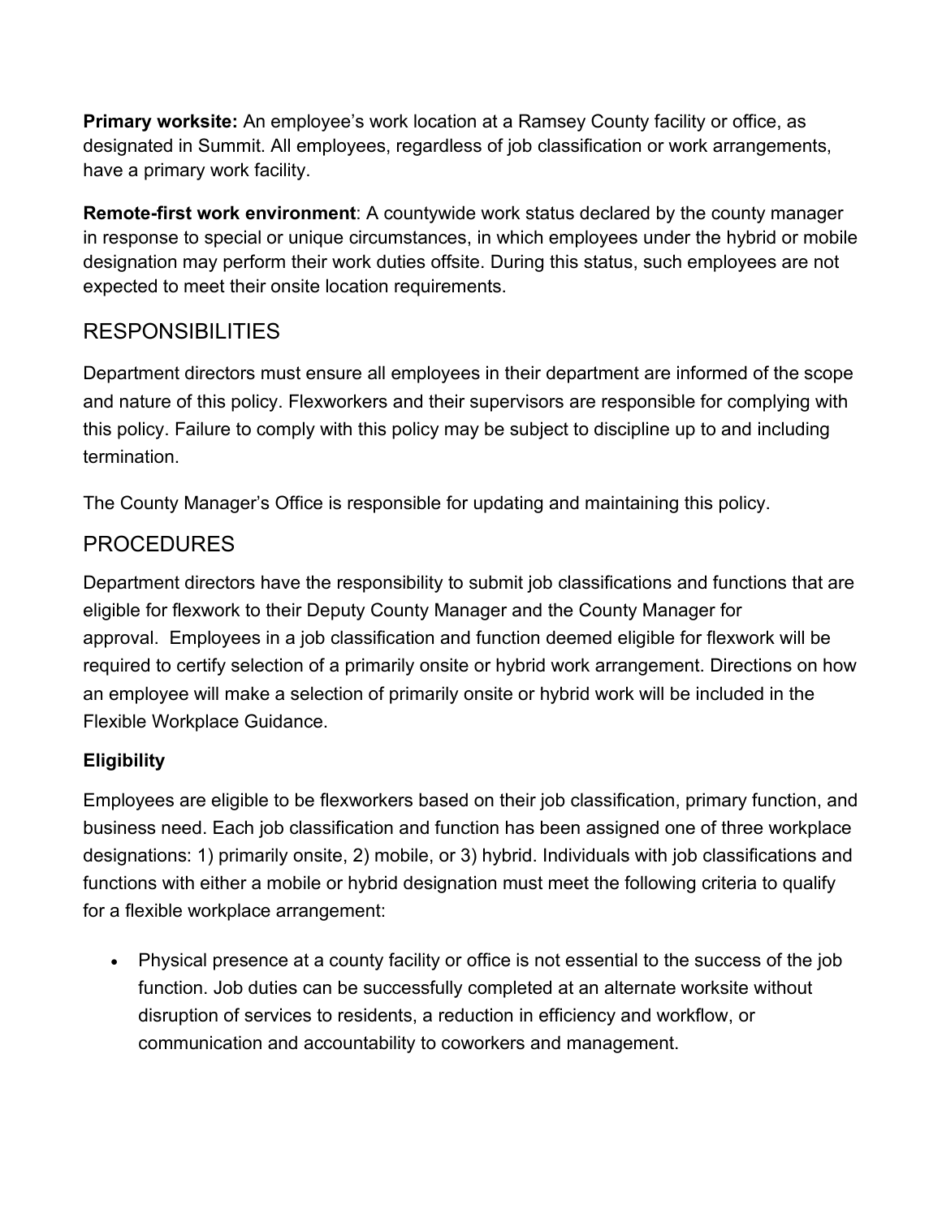**Primary worksite:** An employee's work location at a Ramsey County facility or office, as designated in Summit. All employees, regardless of job classification or work arrangements, have a primary work facility.

**Remote-first work environment**: A countywide work status declared by the county manager in response to special or unique circumstances, in which employees under the hybrid or mobile designation may perform their work duties offsite. During this status, such employees are not expected to meet their onsite location requirements.

## RESPONSIBILITIES

Department directors must ensure all employees in their department are informed of the scope and nature of this policy. Flexworkers and their supervisors are responsible for complying with this policy. Failure to comply with this policy may be subject to discipline up to and including termination.

The County Manager's Office is responsible for updating and maintaining this policy.

## PROCEDURES

Department directors have the responsibility to submit job classifications and functions that are eligible for flexwork to their Deputy County Manager and the County Manager for approval. Employees in a job classification and function deemed eligible for flexwork will be required to certify selection of a primarily onsite or hybrid work arrangement. Directions on how an employee will make a selection of primarily onsite or hybrid work will be included in the Flexible Workplace Guidance.

### Eligibility

Employees are eligible to be flexworkers based on their job classification, primary function, and business need. Each job classification and function has been assigned one of three workplace designations: 1) primarily onsite, 2) mobile, or 3) hybrid. Individuals with job classifications and functions with either a mobile or hybrid designation must meet the following criteria to qualify for a flexible workplace arrangement:

- Physical presence at a county facility or office is not essential to the success of the job function. Job duties can be successfully completed at an alternate worksite without disruption of services to residents, a reduction in efficiency and workflow, or communication and accountability to coworkers and management.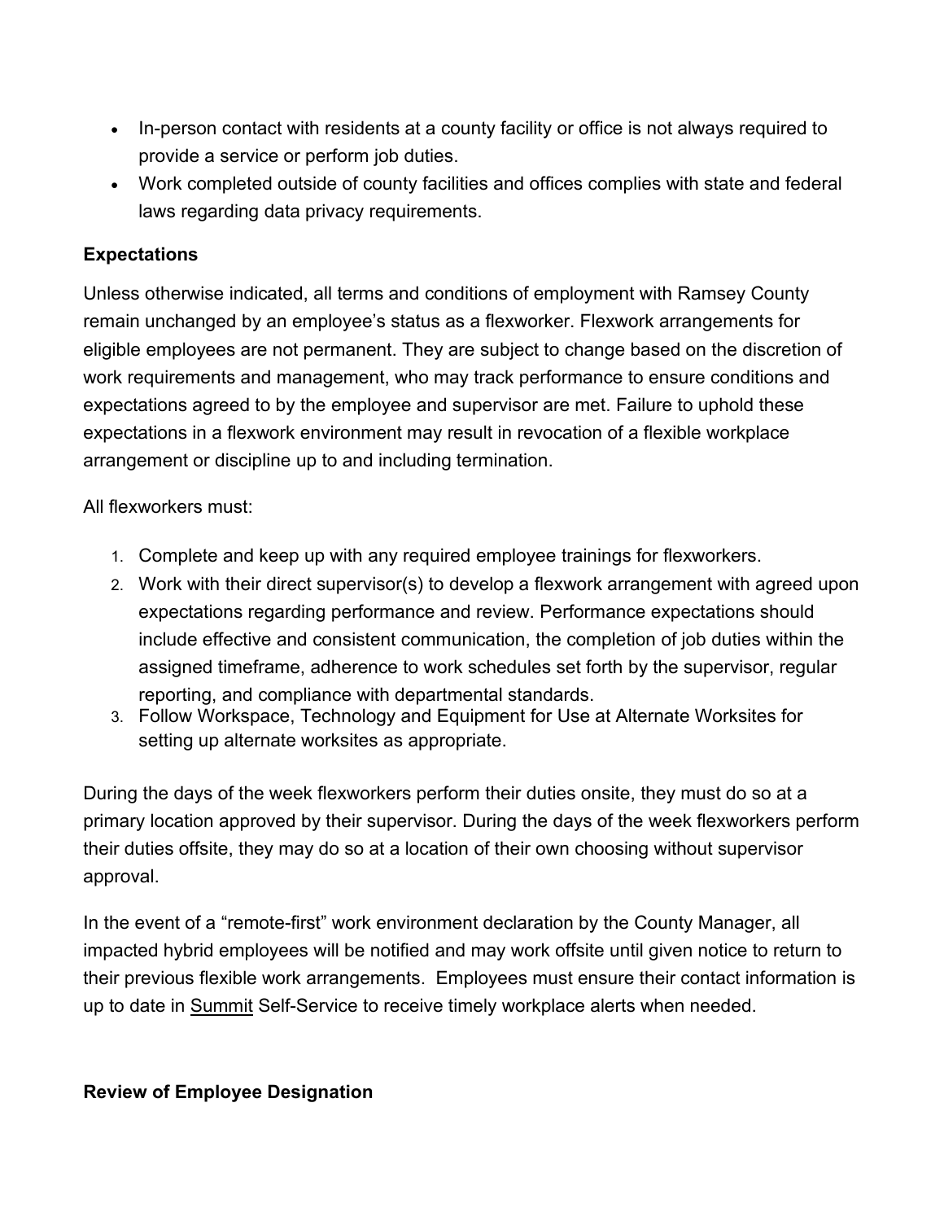- In-person contact with residents at a county facility or office is not always required to provide a service or perform job duties.
- Work completed outside of county facilities and offices complies with state and federal laws regarding data privacy requirements.

**Expectations**

Unless otherwise indicated, all terms and conditions of employment with Ramsey County remain unchanged by an employee's status as a flexworker. Flexwork arrangements for eligible employees are not permanent. They are subject to change based on the discretion of work requirements and management, who may track performance to ensure conditions and expectations agreed to by the employee and supervisor are met. Failure to uphold these expectations in a flexwork environment may result in revocation of a flexible workplace arrangement or discipline up to and including termination.

All flexworkers must:

1. Complete and keep up with any required employee trainings for flexworkers.
2. Work with their direct supervisor(s) to develop a flexwork arrangement with agreed upon expectations regarding performance and review. Performance expectations should include effective and consistent communication, the completion of job duties within the assigned timeframe, adherence to work schedules set forth by the supervisor, regular reporting, and compliance with departmental standards.
3. Follow Workspace, Technology and Equipment for Use at Alternate Worksites for setting up alternate worksites as appropriate.

During the days of the week flexworkers perform their duties onsite, they must do so at a primary location approved by their supervisor. During the days of the week flexworkers perform their duties offsite, they may do so at a location of their own choosing without supervisor approval.

In the event of a "remote-first" work environment declaration by the County Manager, all impacted hybrid employees will be notified and may work offsite until given notice to return to their previous flexible work arrangements. Employees must ensure their contact information is up to date in Summit Self-Service to receive timely workplace alerts when needed.

**Review of Employee Designation**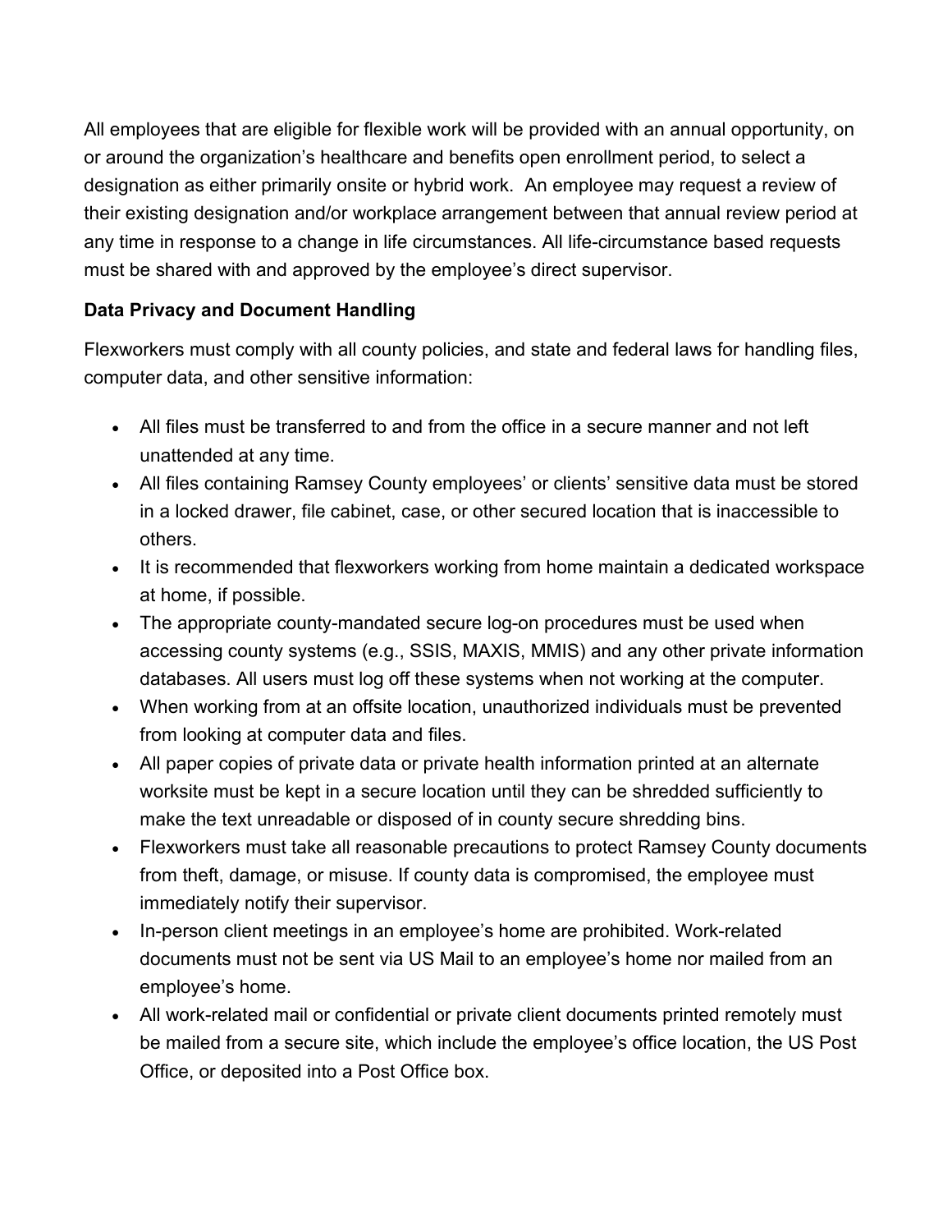All employees that are eligible for flexible work will be provided with an annual opportunity, on or around the organization's healthcare and benefits open enrollment period, to select a designation as either primarily onsite or hybrid work. An employee may request a review of their existing designation and/or workplace arrangement between that annual review period at any time in response to a change in life circumstances. All life-circumstance based requests must be shared with and approved by the employee's direct supervisor.

**Data Privacy and Document Handling**

Flexworkers must comply with all county policies, and state and federal laws for handling files, computer data, and other sensitive information:

- All files must be transferred to and from the office in a secure manner and not left unattended at any time.
- All files containing Ramsey County employees' or clients' sensitive data must be stored in a locked drawer, file cabinet, case, or other secured location that is inaccessible to others.
- It is recommended that flexworkers working from home maintain a dedicated workspace at home, if possible.
- The appropriate county-mandated secure log-on procedures must be used when accessing county systems (e.g., SSIS, MAXIS, MMIS) and any other private information databases. All users must log off these systems when not working at the computer.
- When working from at an offsite location, unauthorized individuals must be prevented from looking at computer data and files.
- All paper copies of private data or private health information printed at an alternate worksite must be kept in a secure location until they can be shredded sufficiently to make the text unreadable or disposed of in county secure shredding bins.
- Flexworkers must take all reasonable precautions to protect Ramsey County documents from theft, damage, or misuse. If county data is compromised, the employee must immediately notify their supervisor.
- In-person client meetings in an employee's home are prohibited. Work-related documents must not be sent via US Mail to an employee's home nor mailed from an employee's home.
- All work-related mail or confidential or private client documents printed remotely must be mailed from a secure site, which include the employee's office location, the US Post Office, or deposited into a Post Office box.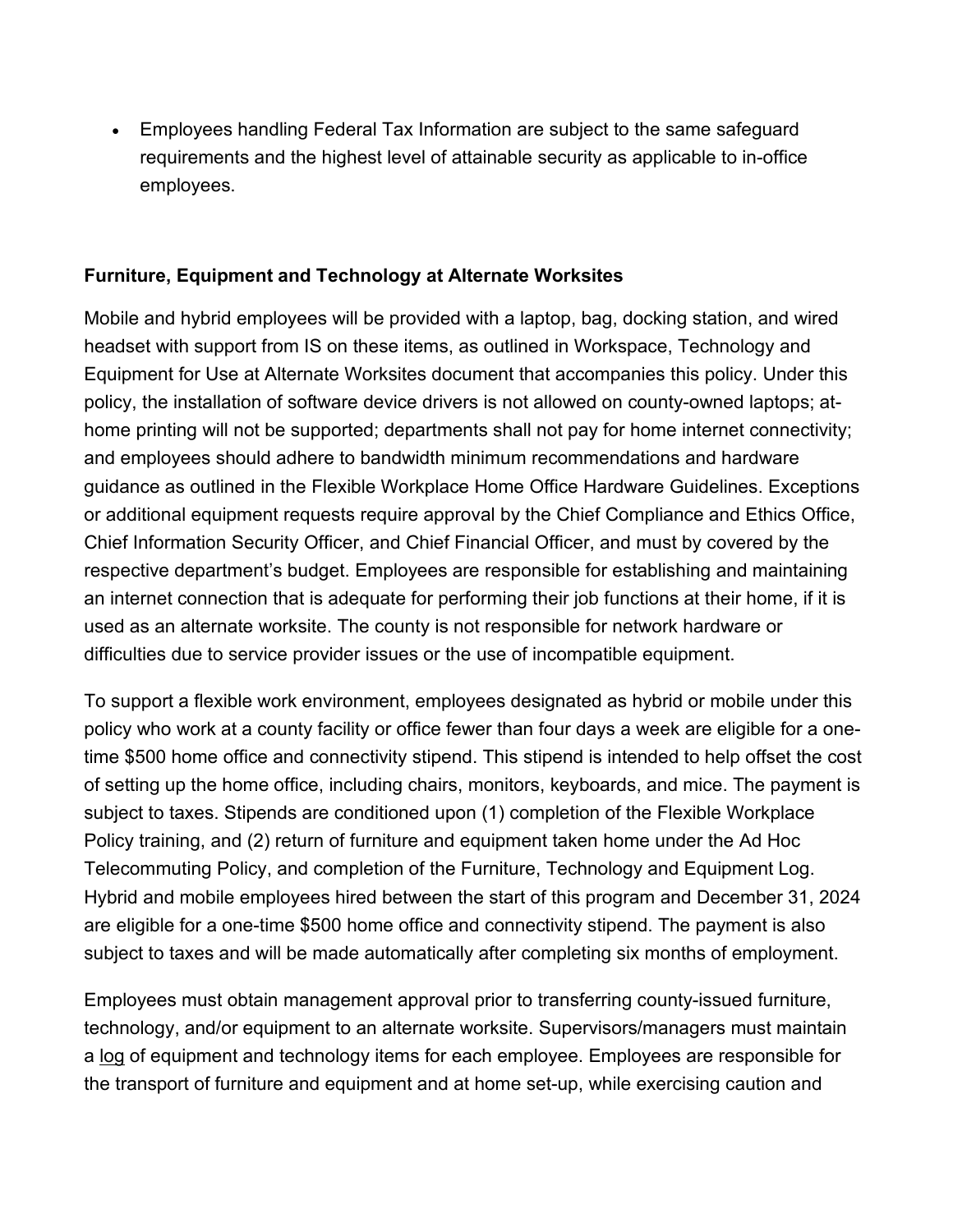- Employees handling Federal Tax Information are subject to the same safeguard requirements and the highest level of attainable security as applicable to in-office employees.

**Furniture, Equipment and Technology at Alternate Worksites**

Mobile and hybrid employees will be provided with a laptop, bag, docking station, and wired headset with support from IS on these items, as outlined in Workspace, Technology and Equipment for Use at Alternate Worksites document that accompanies this policy. Under this policy, the installation of software device drivers is not allowed on county-owned laptops; at-home printing will not be supported; departments shall not pay for home internet connectivity; and employees should adhere to bandwidth minimum recommendations and hardware guidance as outlined in the Flexible Workplace Home Office Hardware Guidelines. Exceptions or additional equipment requests require approval by the Chief Compliance and Ethics Office, Chief Information Security Officer, and Chief Financial Officer, and must by covered by the respective department's budget. Employees are responsible for establishing and maintaining an internet connection that is adequate for performing their job functions at their home, if it is used as an alternate worksite. The county is not responsible for network hardware or difficulties due to service provider issues or the use of incompatible equipment.

To support a flexible work environment, employees designated as hybrid or mobile under this policy who work at a county facility or office fewer than four days a week are eligible for a one-time $500 home office and connectivity stipend. This stipend is intended to help offset the cost of setting up the home office, including chairs, monitors, keyboards, and mice. The payment is subject to taxes. Stipends are conditioned upon (1) completion of the Flexible Workplace Policy training, and (2) return of furniture and equipment taken home under the Ad Hoc Telecommuting Policy, and completion of the Furniture, Technology and Equipment Log. Hybrid and mobile employees hired between the start of this program and December 31, 2024 are eligible for a one-time $500 home office and connectivity stipend. The payment is also subject to taxes and will be made automatically after completing six months of employment.

Employees must obtain management approval prior to transferring county-issued furniture, technology, and/or equipment to an alternate worksite. Supervisors/managers must maintain a log of equipment and technology items for each employee. Employees are responsible for the transport of furniture and equipment and at home set-up, while exercising caution and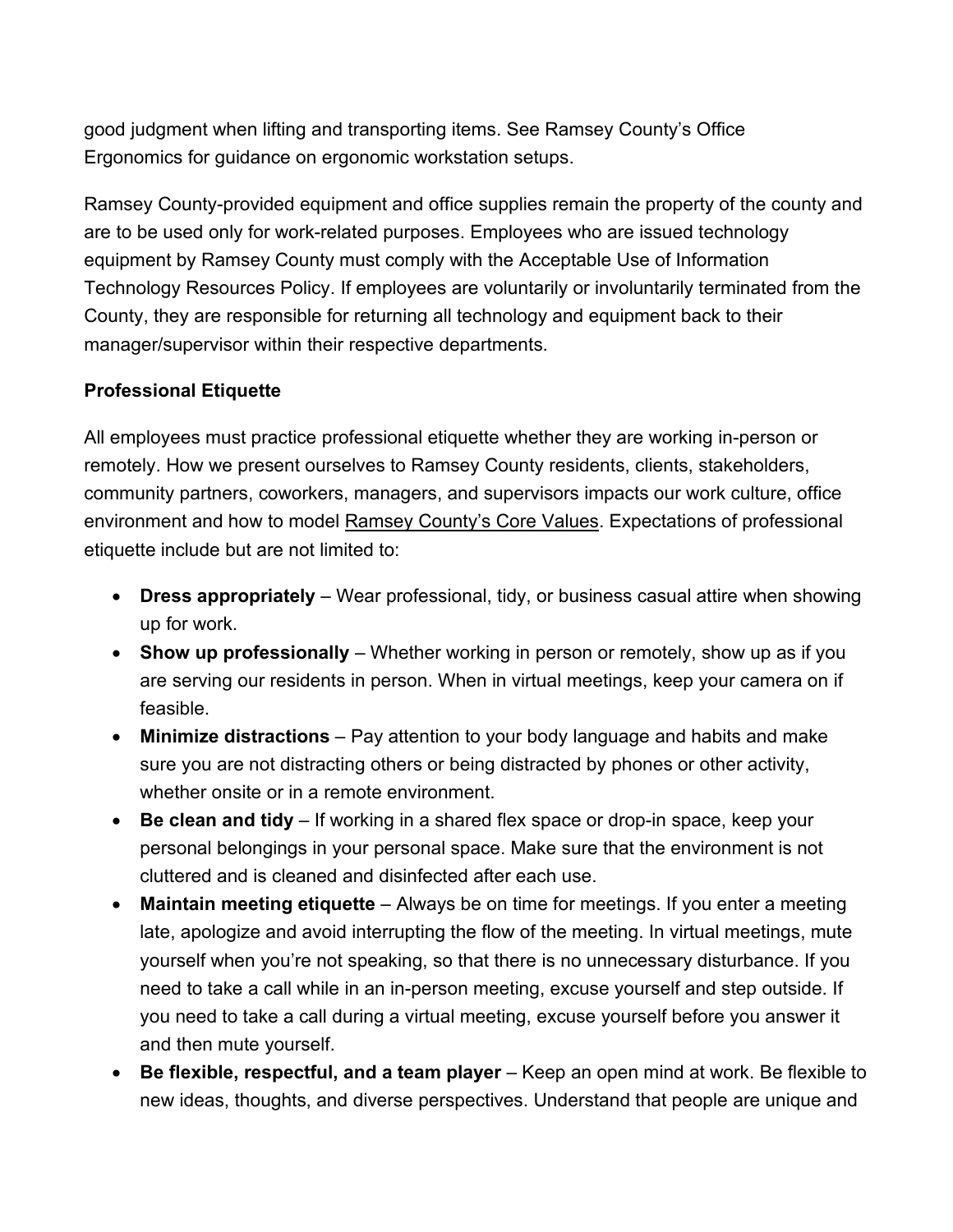good judgment when lifting and transporting items. See Ramsey County's Office Ergonomics for guidance on ergonomic workstation setups.

Ramsey County-provided equipment and office supplies remain the property of the county and are to be used only for work-related purposes. Employees who are issued technology equipment by Ramsey County must comply with the Acceptable Use of Information Technology Resources Policy. If employees are voluntarily or involuntarily terminated from the County, they are responsible for returning all technology and equipment back to their manager/supervisor within their respective departments.

**Professional Etiquette**

All employees must practice professional etiquette whether they are working in-person or remotely. How we present ourselves to Ramsey County residents, clients, stakeholders, community partners, coworkers, managers, and supervisors impacts our work culture, office environment and how to model Ramsey County's Core Values. Expectations of professional etiquette include but are not limited to:

- **Dress appropriately** – Wear professional, tidy, or business casual attire when showing up for work.
- **Show up professionally** – Whether working in person or remotely, show up as if you are serving our residents in person. When in virtual meetings, keep your camera on if feasible.
- **Minimize distractions** – Pay attention to your body language and habits and make sure you are not distracting others or being distracted by phones or other activity, whether onsite or in a remote environment.
- **Be clean and tidy** – If working in a shared flex space or drop-in space, keep your personal belongings in your personal space. Make sure that the environment is not cluttered and is cleaned and disinfected after each use.
- **Maintain meeting etiquette** – Always be on time for meetings. If you enter a meeting late, apologize and avoid interrupting the flow of the meeting. In virtual meetings, mute yourself when you're not speaking, so that there is no unnecessary disturbance. If you need to take a call while in an in-person meeting, excuse yourself and step outside. If you need to take a call during a virtual meeting, excuse yourself before you answer it and then mute yourself.
- **Be flexible, respectful, and a team player** – Keep an open mind at work. Be flexible to new ideas, thoughts, and diverse perspectives. Understand that people are unique and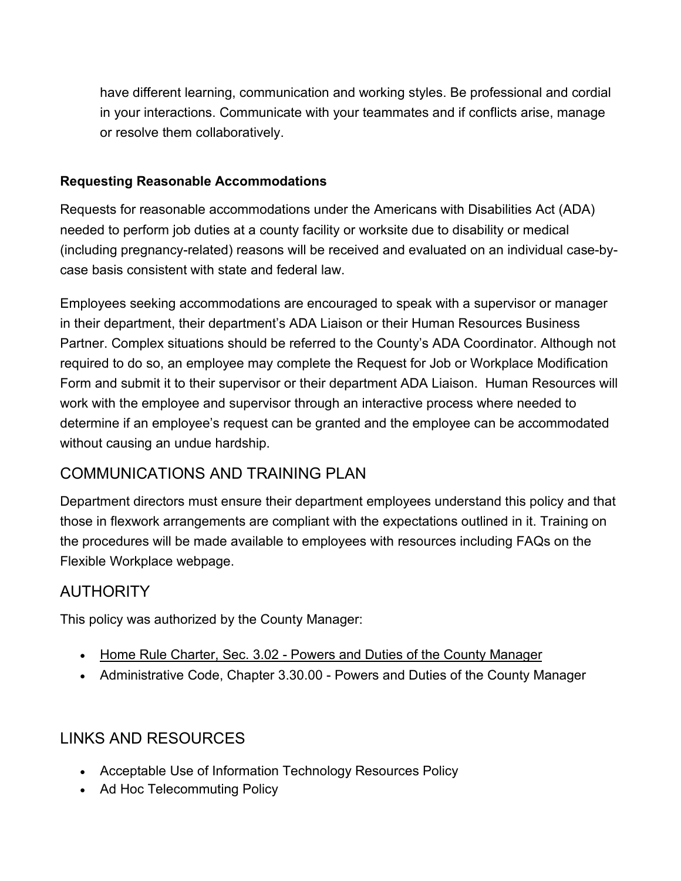have different learning, communication and working styles. Be professional and cordial in your interactions. Communicate with your teammates and if conflicts arise, manage or resolve them collaboratively.

**Requesting Reasonable Accommodations**

Requests for reasonable accommodations under the Americans with Disabilities Act (ADA) needed to perform job duties at a county facility or worksite due to disability or medical (including pregnancy-related) reasons will be received and evaluated on an individual case-by-case basis consistent with state and federal law.

Employees seeking accommodations are encouraged to speak with a supervisor or manager in their department, their department's ADA Liaison or their Human Resources Business Partner. Complex situations should be referred to the County's ADA Coordinator. Although not required to do so, an employee may complete the Request for Job or Workplace Modification Form and submit it to their supervisor or their department ADA Liaison. Human Resources will work with the employee and supervisor through an interactive process where needed to determine if an employee's request can be granted and the employee can be accommodated without causing an undue hardship.

## COMMUNICATIONS AND TRAINING PLAN

Department directors must ensure their department employees understand this policy and that those in flexwork arrangements are compliant with the expectations outlined in it. Training on the procedures will be made available to employees with resources including FAQs on the Flexible Workplace webpage.

## AUTHORITY

This policy was authorized by the County Manager:

- Home Rule Charter, Sec. 3.02 - Powers and Duties of the County Manager
- Administrative Code, Chapter 3.30.00 - Powers and Duties of the County Manager

## LINKS AND RESOURCES

- Acceptable Use of Information Technology Resources Policy
- Ad Hoc Telecommuting Policy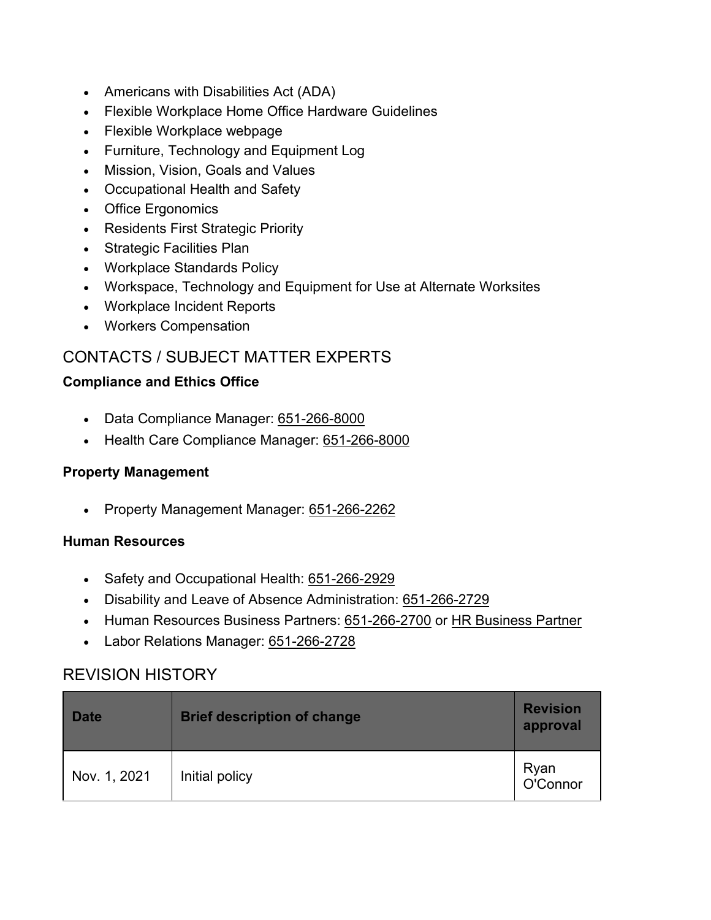- Americans with Disabilities Act (ADA)
- Flexible Workplace Home Office Hardware Guidelines
- Flexible Workplace webpage
- Furniture, Technology and Equipment Log
- Mission, Vision, Goals and Values
- Occupational Health and Safety
- Office Ergonomics
- Residents First Strategic Priority
- Strategic Facilities Plan
- Workplace Standards Policy
- Workspace, Technology and Equipment for Use at Alternate Worksites
- Workplace Incident Reports
- Workers Compensation

## CONTACTS / SUBJECT MATTER EXPERTS

**Compliance and Ethics Office**

- Data Compliance Manager: 651-266-8000
- Health Care Compliance Manager: 651-266-8000

**Property Management**

- Property Management Manager: 651-266-2262

**Human Resources**

- Safety and Occupational Health: 651-266-2929
- Disability and Leave of Absence Administration: 651-266-2729
- Human Resources Business Partners: 651-266-2700 or HR Business Partner
- Labor Relations Manager: 651-266-2728

## REVISION HISTORY

| Date | Brief description of change | Revision approval |
|---|---|---|
| Nov. 1, 2021 | Initial policy | Ryan O'Connor |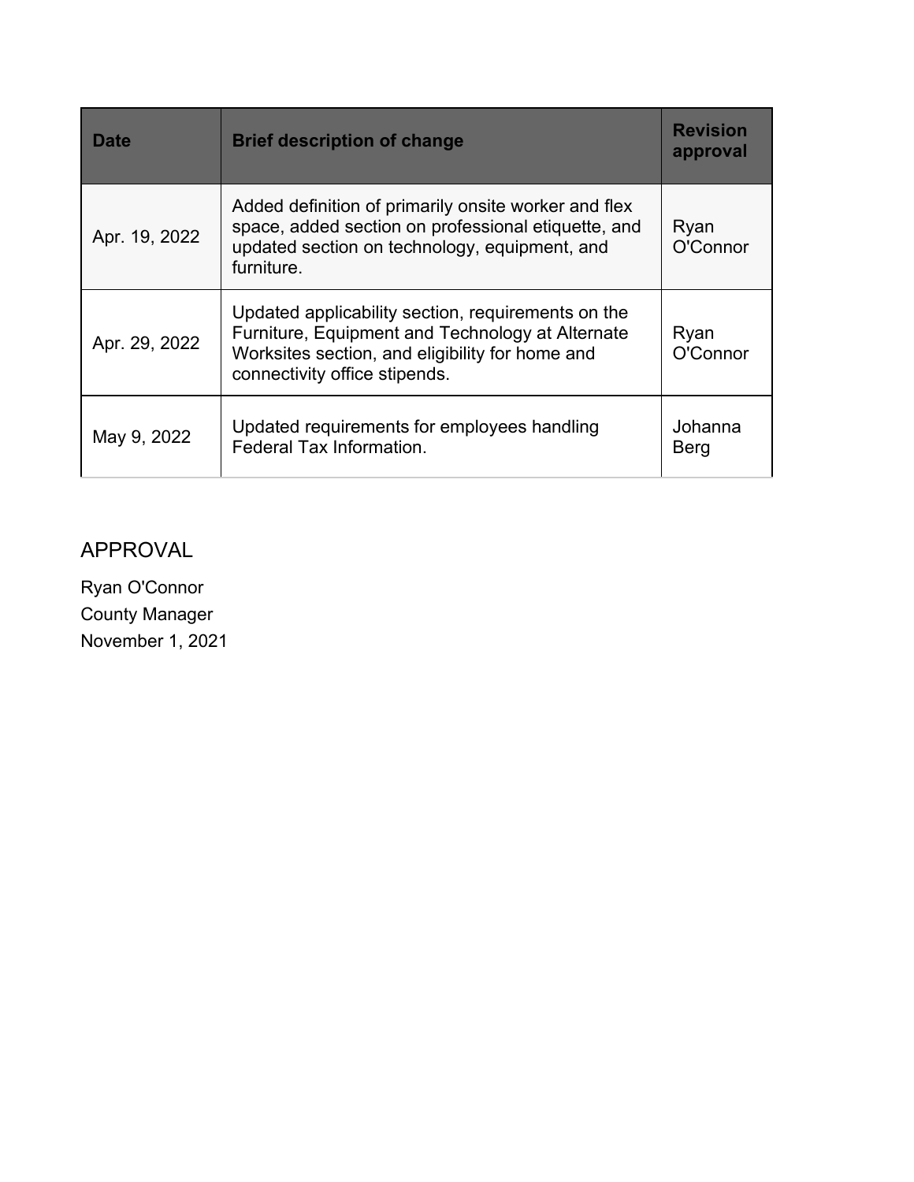| Date | Brief description of change | Revision approval |
|---|---|---|
| Apr. 19, 2022 | Added definition of primarily onsite worker and flex space, added section on professional etiquette, and updated section on technology, equipment, and furniture. | Ryan O'Connor |
| Apr. 29, 2022 | Updated applicability section, requirements on the Furniture, Equipment and Technology at Alternate Worksites section, and eligibility for home and connectivity office stipends. | Ryan O'Connor |
| May 9, 2022 | Updated requirements for employees handling Federal Tax Information. | Johanna Berg |

## APPROVAL

Ryan O'Connor
County Manager
November 1, 2021